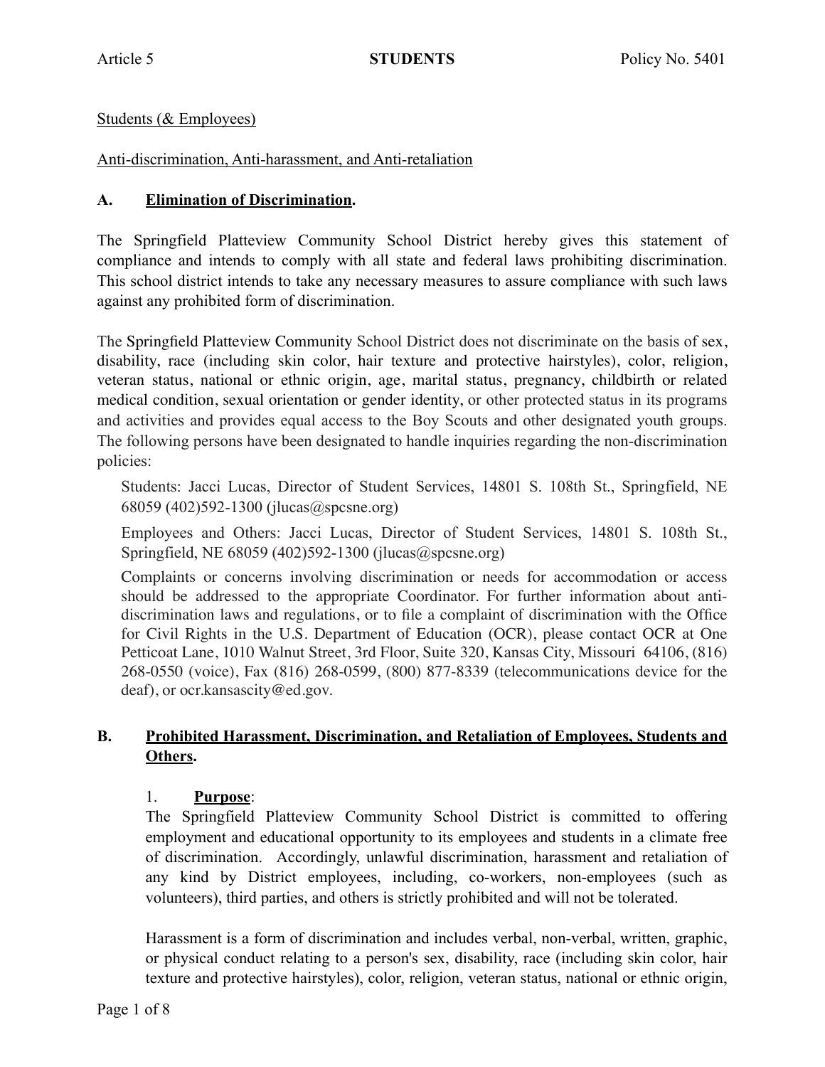Students (& Employees)

Anti-discrimination, Anti-harassment, and Anti-retaliation

## A. Elimination of Discrimination.

The Springfield Platteview Community School District hereby gives this statement of compliance and intends to comply with all state and federal laws prohibiting discrimination. This school district intends to take any necessary measures to assure compliance with such laws against any prohibited form of discrimination.

The Springfield Platteview Community School District does not discriminate on the basis of sex, disability, race (including skin color, hair texture and protective hairstyles), color, religion, veteran status, national or ethnic origin, age, marital status, pregnancy, childbirth or related medical condition, sexual orientation or gender identity, or other protected status in its programs and activities and provides equal access to the Boy Scouts and other designated youth groups. The following persons have been designated to handle inquiries regarding the non-discrimination policies:

Students: Jacci Lucas, Director of Student Services, 14801 S. 108th St., Springfield, NE 68059 (402)592-1300 (jlucas@spcsne.org)

Employees and Others: Jacci Lucas, Director of Student Services, 14801 S. 108th St., Springfield, NE 68059 (402)592-1300 (jlucas@spcsne.org)

Complaints or concerns involving discrimination or needs for accommodation or access should be addressed to the appropriate Coordinator. For further information about anti-discrimination laws and regulations, or to file a complaint of discrimination with the Office for Civil Rights in the U.S. Department of Education (OCR), please contact OCR at One Petticoat Lane, 1010 Walnut Street, 3rd Floor, Suite 320, Kansas City, Missouri 64106, (816) 268-0550 (voice), Fax (816) 268-0599, (800) 877-8339 (telecommunications device for the deaf), or ocr.kansascity@ed.gov.

## B. Prohibited Harassment, Discrimination, and Retaliation of Employees, Students and Others.

### 1. Purpose:

The Springfield Platteview Community School District is committed to offering employment and educational opportunity to its employees and students in a climate free of discrimination. Accordingly, unlawful discrimination, harassment and retaliation of any kind by District employees, including, co-workers, non-employees (such as volunteers), third parties, and others is strictly prohibited and will not be tolerated.

Harassment is a form of discrimination and includes verbal, non-verbal, written, graphic, or physical conduct relating to a person's sex, disability, race (including skin color, hair texture and protective hairstyles), color, religion, veteran status, national or ethnic origin,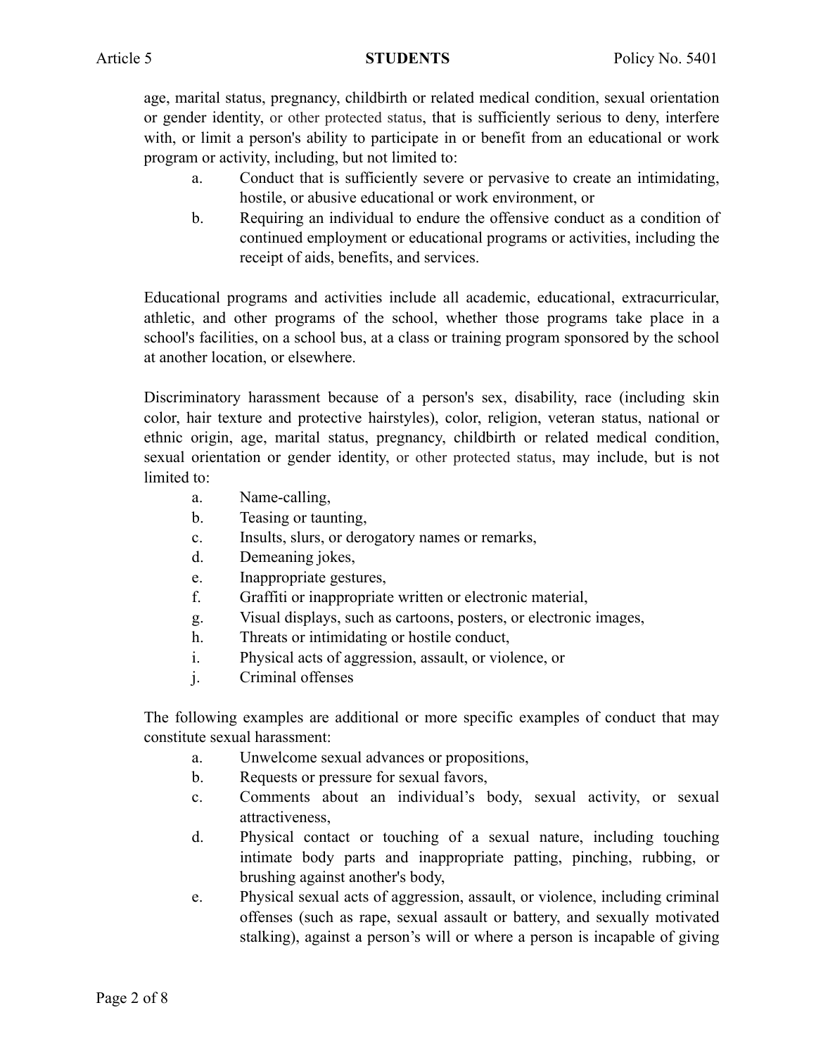age, marital status, pregnancy, childbirth or related medical condition, sexual orientation or gender identity, or other protected status, that is sufficiently serious to deny, interfere with, or limit a person's ability to participate in or benefit from an educational or work program or activity, including, but not limited to:

a. Conduct that is sufficiently severe or pervasive to create an intimidating, hostile, or abusive educational or work environment, or
b. Requiring an individual to endure the offensive conduct as a condition of continued employment or educational programs or activities, including the receipt of aids, benefits, and services.

Educational programs and activities include all academic, educational, extracurricular, athletic, and other programs of the school, whether those programs take place in a school's facilities, on a school bus, at a class or training program sponsored by the school at another location, or elsewhere.

Discriminatory harassment because of a person's sex, disability, race (including skin color, hair texture and protective hairstyles), color, religion, veteran status, national or ethnic origin, age, marital status, pregnancy, childbirth or related medical condition, sexual orientation or gender identity, or other protected status, may include, but is not limited to:

a. Name-calling,
b. Teasing or taunting,
c. Insults, slurs, or derogatory names or remarks,
d. Demeaning jokes,
e. Inappropriate gestures,
f. Graffiti or inappropriate written or electronic material,
g. Visual displays, such as cartoons, posters, or electronic images,
h. Threats or intimidating or hostile conduct,
i. Physical acts of aggression, assault, or violence, or
j. Criminal offenses

The following examples are additional or more specific examples of conduct that may constitute sexual harassment:

a. Unwelcome sexual advances or propositions,
b. Requests or pressure for sexual favors,
c. Comments about an individual's body, sexual activity, or sexual attractiveness,
d. Physical contact or touching of a sexual nature, including touching intimate body parts and inappropriate patting, pinching, rubbing, or brushing against another's body,
e. Physical sexual acts of aggression, assault, or violence, including criminal offenses (such as rape, sexual assault or battery, and sexually motivated stalking), against a person's will or where a person is incapable of giving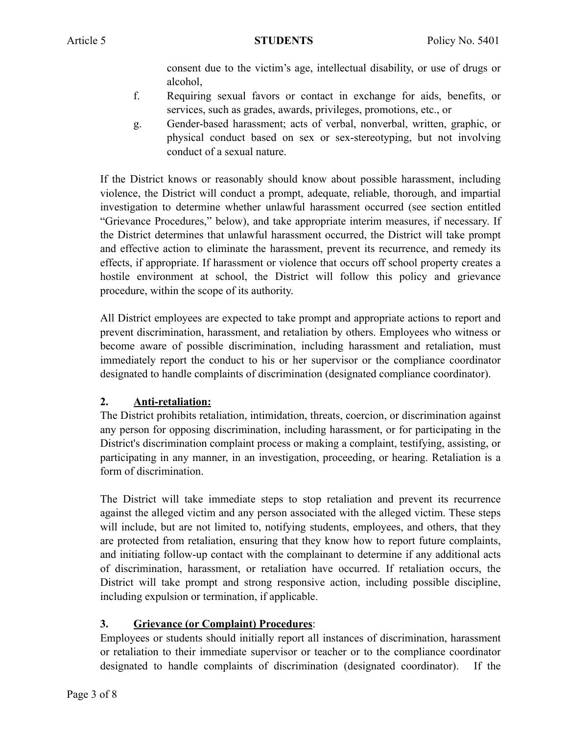consent due to the victim's age, intellectual disability, or use of drugs or alcohol,

f. Requiring sexual favors or contact in exchange for aids, benefits, or services, such as grades, awards, privileges, promotions, etc., or

g. Gender-based harassment; acts of verbal, nonverbal, written, graphic, or physical conduct based on sex or sex-stereotyping, but not involving conduct of a sexual nature.

If the District knows or reasonably should know about possible harassment, including violence, the District will conduct a prompt, adequate, reliable, thorough, and impartial investigation to determine whether unlawful harassment occurred (see section entitled "Grievance Procedures," below), and take appropriate interim measures, if necessary. If the District determines that unlawful harassment occurred, the District will take prompt and effective action to eliminate the harassment, prevent its recurrence, and remedy its effects, if appropriate. If harassment or violence that occurs off school property creates a hostile environment at school, the District will follow this policy and grievance procedure, within the scope of its authority.

All District employees are expected to take prompt and appropriate actions to report and prevent discrimination, harassment, and retaliation by others. Employees who witness or become aware of possible discrimination, including harassment and retaliation, must immediately report the conduct to his or her supervisor or the compliance coordinator designated to handle complaints of discrimination (designated compliance coordinator).

**2. Anti-retaliation:**

The District prohibits retaliation, intimidation, threats, coercion, or discrimination against any person for opposing discrimination, including harassment, or for participating in the District's discrimination complaint process or making a complaint, testifying, assisting, or participating in any manner, in an investigation, proceeding, or hearing. Retaliation is a form of discrimination.

The District will take immediate steps to stop retaliation and prevent its recurrence against the alleged victim and any person associated with the alleged victim. These steps will include, but are not limited to, notifying students, employees, and others, that they are protected from retaliation, ensuring that they know how to report future complaints, and initiating follow-up contact with the complainant to determine if any additional acts of discrimination, harassment, or retaliation have occurred. If retaliation occurs, the District will take prompt and strong responsive action, including possible discipline, including expulsion or termination, if applicable.

**3. Grievance (or Complaint) Procedures**:

Employees or students should initially report all instances of discrimination, harassment or retaliation to their immediate supervisor or teacher or to the compliance coordinator designated to handle complaints of discrimination (designated coordinator). If the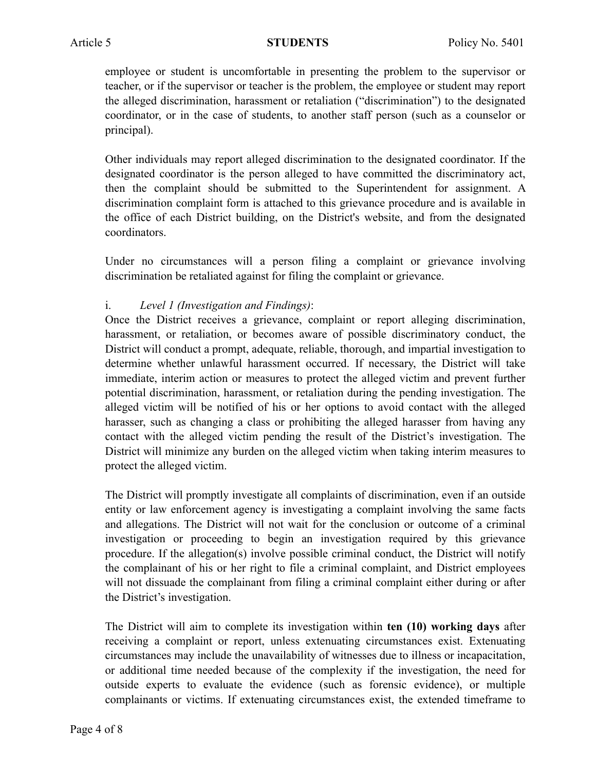employee or student is uncomfortable in presenting the problem to the supervisor or teacher, or if the supervisor or teacher is the problem, the employee or student may report the alleged discrimination, harassment or retaliation ("discrimination") to the designated coordinator, or in the case of students, to another staff person (such as a counselor or principal).

Other individuals may report alleged discrimination to the designated coordinator. If the designated coordinator is the person alleged to have committed the discriminatory act, then the complaint should be submitted to the Superintendent for assignment. A discrimination complaint form is attached to this grievance procedure and is available in the office of each District building, on the District's website, and from the designated coordinators.

Under no circumstances will a person filing a complaint or grievance involving discrimination be retaliated against for filing the complaint or grievance.

i. *Level 1 (Investigation and Findings)*:
Once the District receives a grievance, complaint or report alleging discrimination, harassment, or retaliation, or becomes aware of possible discriminatory conduct, the District will conduct a prompt, adequate, reliable, thorough, and impartial investigation to determine whether unlawful harassment occurred. If necessary, the District will take immediate, interim action or measures to protect the alleged victim and prevent further potential discrimination, harassment, or retaliation during the pending investigation. The alleged victim will be notified of his or her options to avoid contact with the alleged harasser, such as changing a class or prohibiting the alleged harasser from having any contact with the alleged victim pending the result of the District's investigation. The District will minimize any burden on the alleged victim when taking interim measures to protect the alleged victim.

The District will promptly investigate all complaints of discrimination, even if an outside entity or law enforcement agency is investigating a complaint involving the same facts and allegations. The District will not wait for the conclusion or outcome of a criminal investigation or proceeding to begin an investigation required by this grievance procedure. If the allegation(s) involve possible criminal conduct, the District will notify the complainant of his or her right to file a criminal complaint, and District employees will not dissuade the complainant from filing a criminal complaint either during or after the District's investigation.

The District will aim to complete its investigation within **ten (10) working days** after receiving a complaint or report, unless extenuating circumstances exist. Extenuating circumstances may include the unavailability of witnesses due to illness or incapacitation, or additional time needed because of the complexity if the investigation, the need for outside experts to evaluate the evidence (such as forensic evidence), or multiple complainants or victims. If extenuating circumstances exist, the extended timeframe to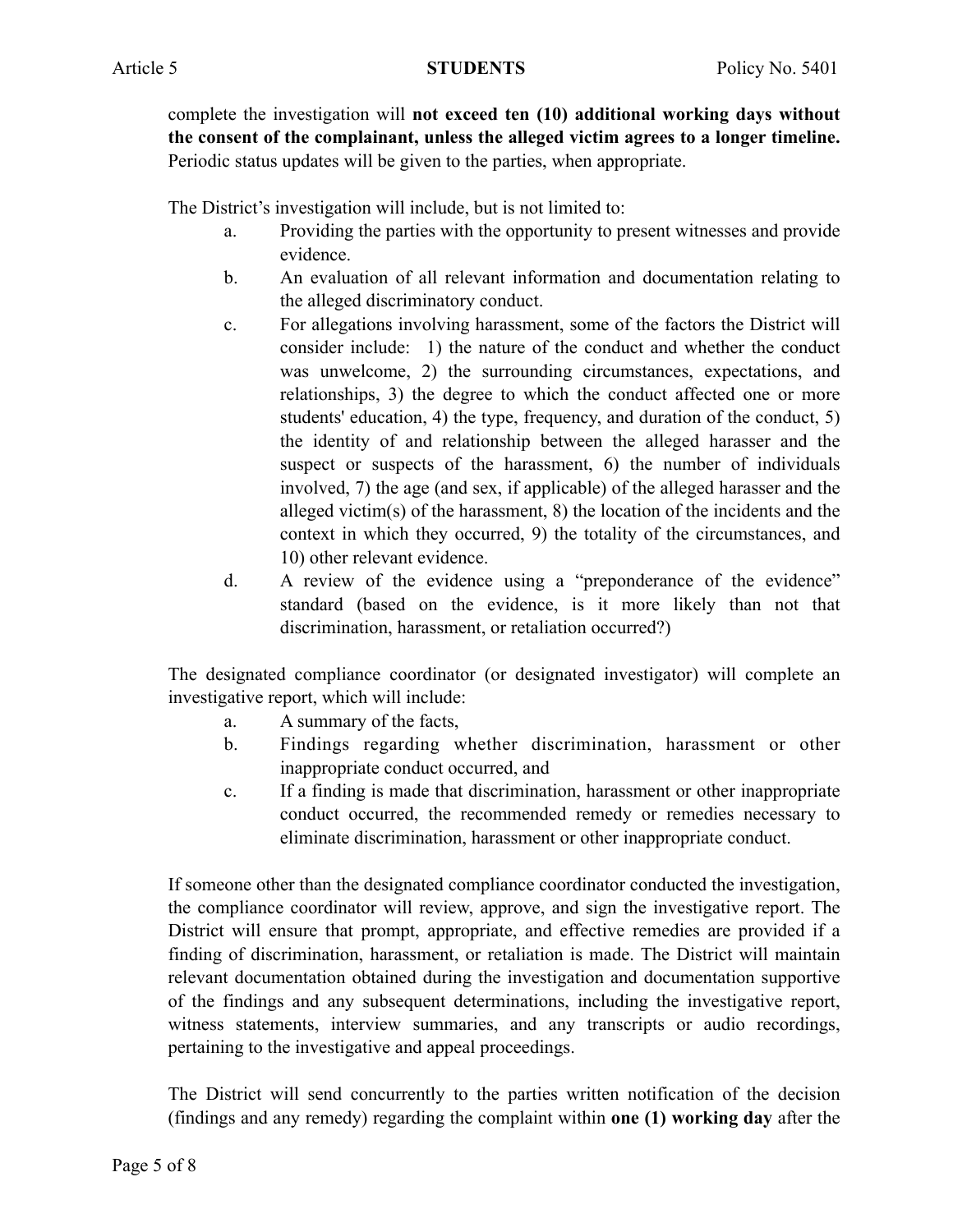complete the investigation will **not exceed ten (10) additional working days without the consent of the complainant, unless the alleged victim agrees to a longer timeline.** Periodic status updates will be given to the parties, when appropriate.

The District's investigation will include, but is not limited to:

a. Providing the parties with the opportunity to present witnesses and provide evidence.
b. An evaluation of all relevant information and documentation relating to the alleged discriminatory conduct.
c. For allegations involving harassment, some of the factors the District will consider include: 1) the nature of the conduct and whether the conduct was unwelcome, 2) the surrounding circumstances, expectations, and relationships, 3) the degree to which the conduct affected one or more students' education, 4) the type, frequency, and duration of the conduct, 5) the identity of and relationship between the alleged harasser and the suspect or suspects of the harassment, 6) the number of individuals involved, 7) the age (and sex, if applicable) of the alleged harasser and the alleged victim(s) of the harassment, 8) the location of the incidents and the context in which they occurred, 9) the totality of the circumstances, and 10) other relevant evidence.
d. A review of the evidence using a "preponderance of the evidence" standard (based on the evidence, is it more likely than not that discrimination, harassment, or retaliation occurred?)

The designated compliance coordinator (or designated investigator) will complete an investigative report, which will include:

a. A summary of the facts,
b. Findings regarding whether discrimination, harassment or other inappropriate conduct occurred, and
c. If a finding is made that discrimination, harassment or other inappropriate conduct occurred, the recommended remedy or remedies necessary to eliminate discrimination, harassment or other inappropriate conduct.

If someone other than the designated compliance coordinator conducted the investigation, the compliance coordinator will review, approve, and sign the investigative report. The District will ensure that prompt, appropriate, and effective remedies are provided if a finding of discrimination, harassment, or retaliation is made. The District will maintain relevant documentation obtained during the investigation and documentation supportive of the findings and any subsequent determinations, including the investigative report, witness statements, interview summaries, and any transcripts or audio recordings, pertaining to the investigative and appeal proceedings.

The District will send concurrently to the parties written notification of the decision (findings and any remedy) regarding the complaint within **one (1) working day** after the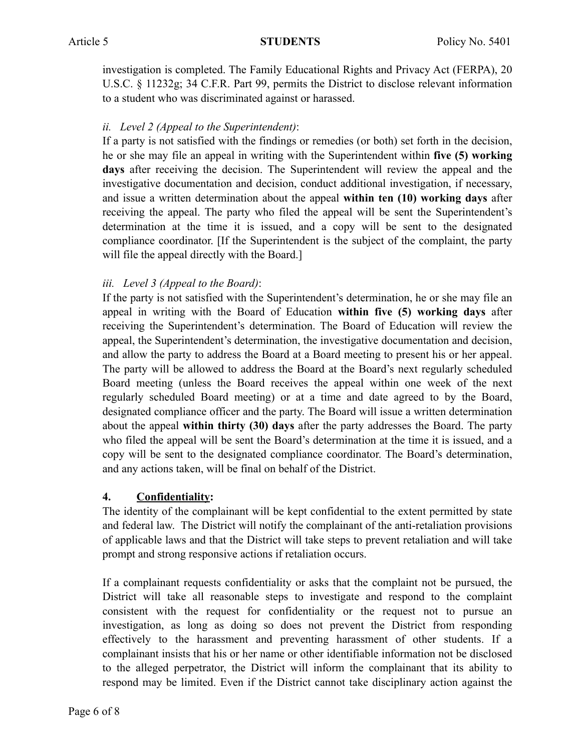investigation is completed. The Family Educational Rights and Privacy Act (FERPA), 20 U.S.C. § 11232g; 34 C.F.R. Part 99, permits the District to disclose relevant information to a student who was discriminated against or harassed.

*ii. Level 2 (Appeal to the Superintendent)*:

If a party is not satisfied with the findings or remedies (or both) set forth in the decision, he or she may file an appeal in writing with the Superintendent within **five (5) working days** after receiving the decision. The Superintendent will review the appeal and the investigative documentation and decision, conduct additional investigation, if necessary, and issue a written determination about the appeal **within ten (10) working days** after receiving the appeal. The party who filed the appeal will be sent the Superintendent's determination at the time it is issued, and a copy will be sent to the designated compliance coordinator. [If the Superintendent is the subject of the complaint, the party will file the appeal directly with the Board.]

*iii. Level 3 (Appeal to the Board)*:

If the party is not satisfied with the Superintendent's determination, he or she may file an appeal in writing with the Board of Education **within five (5) working days** after receiving the Superintendent's determination. The Board of Education will review the appeal, the Superintendent's determination, the investigative documentation and decision, and allow the party to address the Board at a Board meeting to present his or her appeal. The party will be allowed to address the Board at the Board's next regularly scheduled Board meeting (unless the Board receives the appeal within one week of the next regularly scheduled Board meeting) or at a time and date agreed to by the Board, designated compliance officer and the party. The Board will issue a written determination about the appeal **within thirty (30) days** after the party addresses the Board. The party who filed the appeal will be sent the Board's determination at the time it is issued, and a copy will be sent to the designated compliance coordinator. The Board's determination, and any actions taken, will be final on behalf of the District.

**4. Confidentiality:**

The identity of the complainant will be kept confidential to the extent permitted by state and federal law. The District will notify the complainant of the anti-retaliation provisions of applicable laws and that the District will take steps to prevent retaliation and will take prompt and strong responsive actions if retaliation occurs.

If a complainant requests confidentiality or asks that the complaint not be pursued, the District will take all reasonable steps to investigate and respond to the complaint consistent with the request for confidentiality or the request not to pursue an investigation, as long as doing so does not prevent the District from responding effectively to the harassment and preventing harassment of other students. If a complainant insists that his or her name or other identifiable information not be disclosed to the alleged perpetrator, the District will inform the complainant that its ability to respond may be limited. Even if the District cannot take disciplinary action against the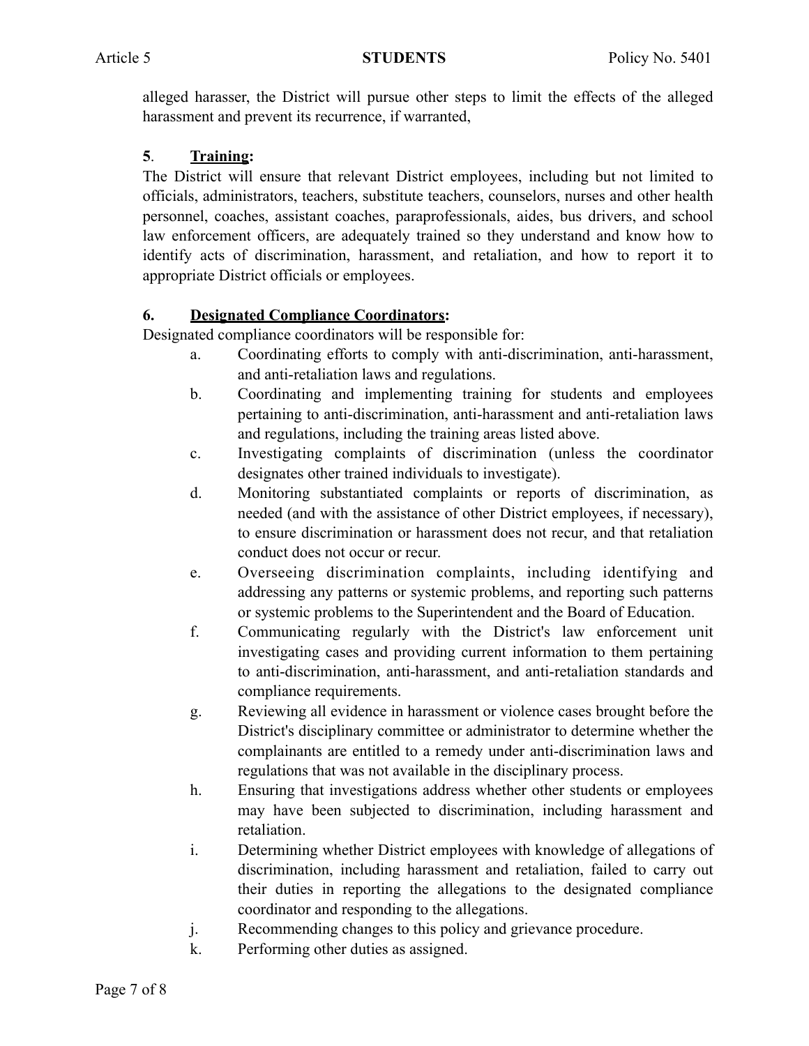alleged harasser, the District will pursue other steps to limit the effects of the alleged harassment and prevent its recurrence, if warranted,

**5**. **Training:**

The District will ensure that relevant District employees, including but not limited to officials, administrators, teachers, substitute teachers, counselors, nurses and other health personnel, coaches, assistant coaches, paraprofessionals, aides, bus drivers, and school law enforcement officers, are adequately trained so they understand and know how to identify acts of discrimination, harassment, and retaliation, and how to report it to appropriate District officials or employees.

**6. Designated Compliance Coordinators:**

Designated compliance coordinators will be responsible for:

a. Coordinating efforts to comply with anti-discrimination, anti-harassment, and anti-retaliation laws and regulations.

b. Coordinating and implementing training for students and employees pertaining to anti-discrimination, anti-harassment and anti-retaliation laws and regulations, including the training areas listed above.

c. Investigating complaints of discrimination (unless the coordinator designates other trained individuals to investigate).

d. Monitoring substantiated complaints or reports of discrimination, as needed (and with the assistance of other District employees, if necessary), to ensure discrimination or harassment does not recur, and that retaliation conduct does not occur or recur.

e. Overseeing discrimination complaints, including identifying and addressing any patterns or systemic problems, and reporting such patterns or systemic problems to the Superintendent and the Board of Education.

f. Communicating regularly with the District's law enforcement unit investigating cases and providing current information to them pertaining to anti-discrimination, anti-harassment, and anti-retaliation standards and compliance requirements.

g. Reviewing all evidence in harassment or violence cases brought before the District's disciplinary committee or administrator to determine whether the complainants are entitled to a remedy under anti-discrimination laws and regulations that was not available in the disciplinary process.

h. Ensuring that investigations address whether other students or employees may have been subjected to discrimination, including harassment and retaliation.

i. Determining whether District employees with knowledge of allegations of discrimination, including harassment and retaliation, failed to carry out their duties in reporting the allegations to the designated compliance coordinator and responding to the allegations.

j. Recommending changes to this policy and grievance procedure.

k. Performing other duties as assigned.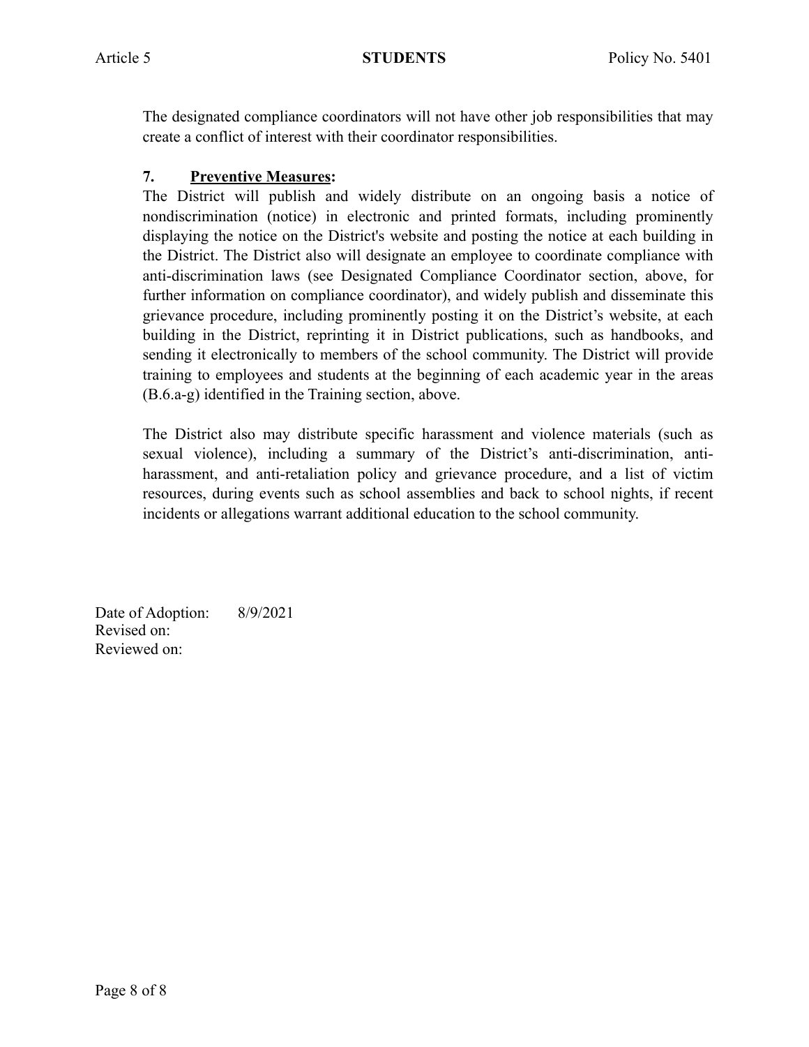The designated compliance coordinators will not have other job responsibilities that may create a conflict of interest with their coordinator responsibilities.

**7. <u>Preventive Measures</u>:**

The District will publish and widely distribute on an ongoing basis a notice of nondiscrimination (notice) in electronic and printed formats, including prominently displaying the notice on the District's website and posting the notice at each building in the District. The District also will designate an employee to coordinate compliance with anti-discrimination laws (see Designated Compliance Coordinator section, above, for further information on compliance coordinator), and widely publish and disseminate this grievance procedure, including prominently posting it on the District's website, at each building in the District, reprinting it in District publications, such as handbooks, and sending it electronically to members of the school community. The District will provide training to employees and students at the beginning of each academic year in the areas (B.6.a-g) identified in the Training section, above.

The District also may distribute specific harassment and violence materials (such as sexual violence), including a summary of the District's anti-discrimination, anti-harassment, and anti-retaliation policy and grievance procedure, and a list of victim resources, during events such as school assemblies and back to school nights, if recent incidents or allegations warrant additional education to the school community.

Date of Adoption: 8/9/2021
Revised on:
Reviewed on: